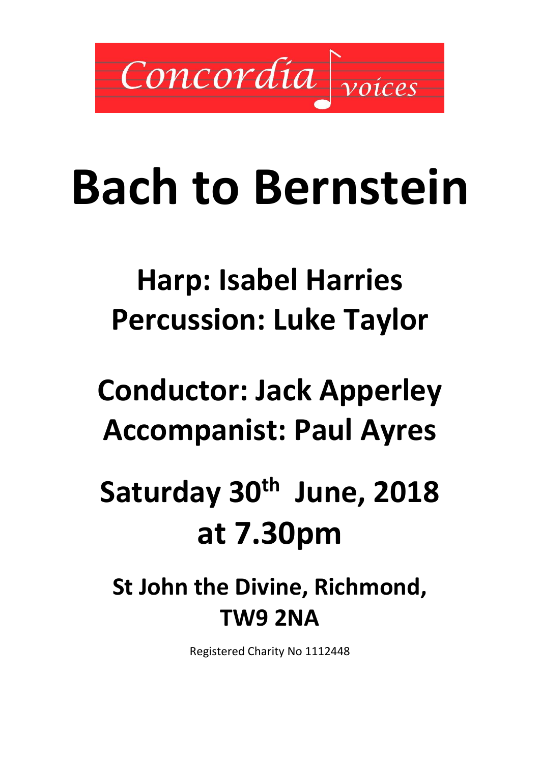Concordia voices

# Bach to Bernstein

## Harp: Isabel Harries
## Percussion: Luke Taylor

## Conductor: Jack Apperley
## Accompanist: Paul Ayres

## Saturday 30th June, 2018 at 7.30pm

### St John the Divine, Richmond, TW9 2NA

Registered Charity No 1112448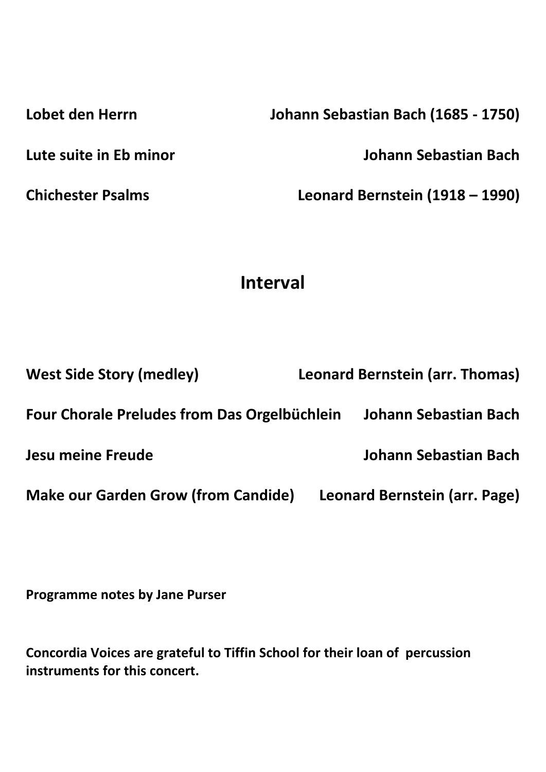| | |
|---|---|
| **Lobet den Herrn** | **Johann Sebastian Bach (1685 - 1750)** |
| **Lute suite in Eb minor** | **Johann Sebastian Bach** |
| **Chichester Psalms** | **Leonard Bernstein (1918 – 1990)** |

## Interval

| | |
|---|---|
| **West Side Story (medley)** | **Leonard Bernstein (arr. Thomas)** |
| **Four Chorale Preludes from Das Orgelbüchlein** | **Johann Sebastian Bach** |
| **Jesu meine Freude** | **Johann Sebastian Bach** |
| **Make our Garden Grow (from Candide)** | **Leonard Bernstein (arr. Page)** |

**Programme notes by Jane Purser**

**Concordia Voices are grateful to Tiffin School for their loan of percussion instruments for this concert.**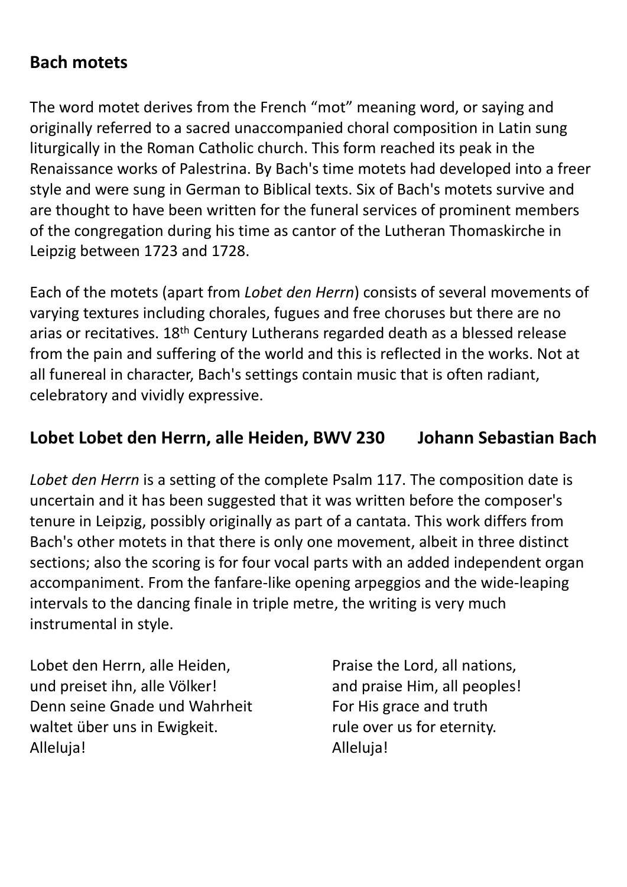## Bach motets

The word motet derives from the French “mot” meaning word, or saying and originally referred to a sacred unaccompanied choral composition in Latin sung liturgically in the Roman Catholic church. This form reached its peak in the Renaissance works of Palestrina. By Bach's time motets had developed into a freer style and were sung in German to Biblical texts. Six of Bach's motets survive and are thought to have been written for the funeral services of prominent members of the congregation during his time as cantor of the Lutheran Thomaskirche in Leipzig between 1723 and 1728.

Each of the motets (apart from *Lobet den Herrn*) consists of several movements of varying textures including chorales, fugues and free choruses but there are no arias or recitatives. 18th Century Lutherans regarded death as a blessed release from the pain and suffering of the world and this is reflected in the works. Not at all funereal in character, Bach's settings contain music that is often radiant, celebratory and vividly expressive.

## Lobet Lobet den Herrn, alle Heiden, BWV 230 Johann Sebastian Bach

*Lobet den Herrn* is a setting of the complete Psalm 117. The composition date is uncertain and it has been suggested that it was written before the composer's tenure in Leipzig, possibly originally as part of a cantata. This work differs from Bach's other motets in that there is only one movement, albeit in three distinct sections; also the scoring is for four vocal parts with an added independent organ accompaniment. From the fanfare-like opening arpeggios and the wide-leaping intervals to the dancing finale in triple metre, the writing is very much instrumental in style.

Lobet den Herrn, alle Heiden,
und preiset ihn, alle Völker!
Denn seine Gnade und Wahrheit
waltet über uns in Ewigkeit.
Alleluja!

Praise the Lord, all nations,
and praise Him, all peoples!
For His grace and truth
rule over us for eternity.
Alleluja!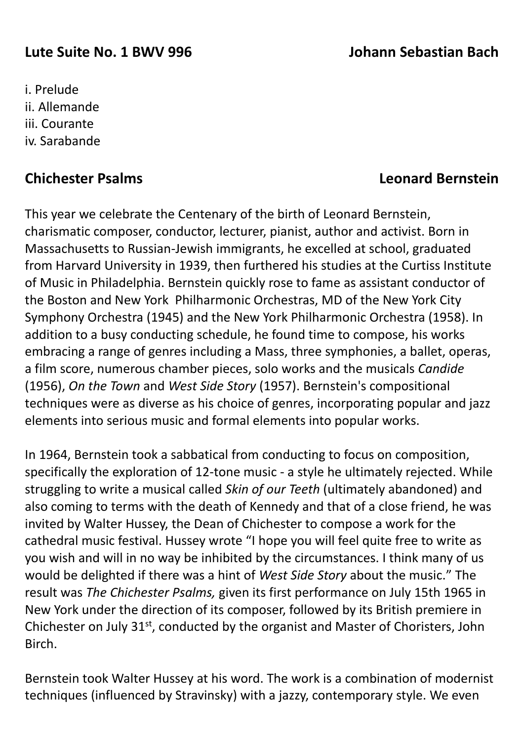## Lute Suite No. 1 BWV 996 — Johann Sebastian Bach

i. Prelude
ii. Allemande
iii. Courante
iv. Sarabande

## Chichester Psalms — Leonard Bernstein

This year we celebrate the Centenary of the birth of Leonard Bernstein, charismatic composer, conductor, lecturer, pianist, author and activist. Born in Massachusetts to Russian-Jewish immigrants, he excelled at school, graduated from Harvard University in 1939, then furthered his studies at the Curtiss Institute of Music in Philadelphia. Bernstein quickly rose to fame as assistant conductor of the Boston and New York Philharmonic Orchestras, MD of the New York City Symphony Orchestra (1945) and the New York Philharmonic Orchestra (1958). In addition to a busy conducting schedule, he found time to compose, his works embracing a range of genres including a Mass, three symphonies, a ballet, operas, a film score, numerous chamber pieces, solo works and the musicals *Candide* (1956), *On the Town* and *West Side Story* (1957). Bernstein's compositional techniques were as diverse as his choice of genres, incorporating popular and jazz elements into serious music and formal elements into popular works.

In 1964, Bernstein took a sabbatical from conducting to focus on composition, specifically the exploration of 12-tone music - a style he ultimately rejected. While struggling to write a musical called *Skin of our Teeth* (ultimately abandoned) and also coming to terms with the death of Kennedy and that of a close friend, he was invited by Walter Hussey, the Dean of Chichester to compose a work for the cathedral music festival. Hussey wrote "I hope you will feel quite free to write as you wish and will in no way be inhibited by the circumstances. I think many of us would be delighted if there was a hint of *West Side Story* about the music." The result was *The Chichester Psalms,* given its first performance on July 15th 1965 in New York under the direction of its composer, followed by its British premiere in Chichester on July 31st, conducted by the organist and Master of Choristers, John Birch.

Bernstein took Walter Hussey at his word. The work is a combination of modernist techniques (influenced by Stravinsky) with a jazzy, contemporary style. We even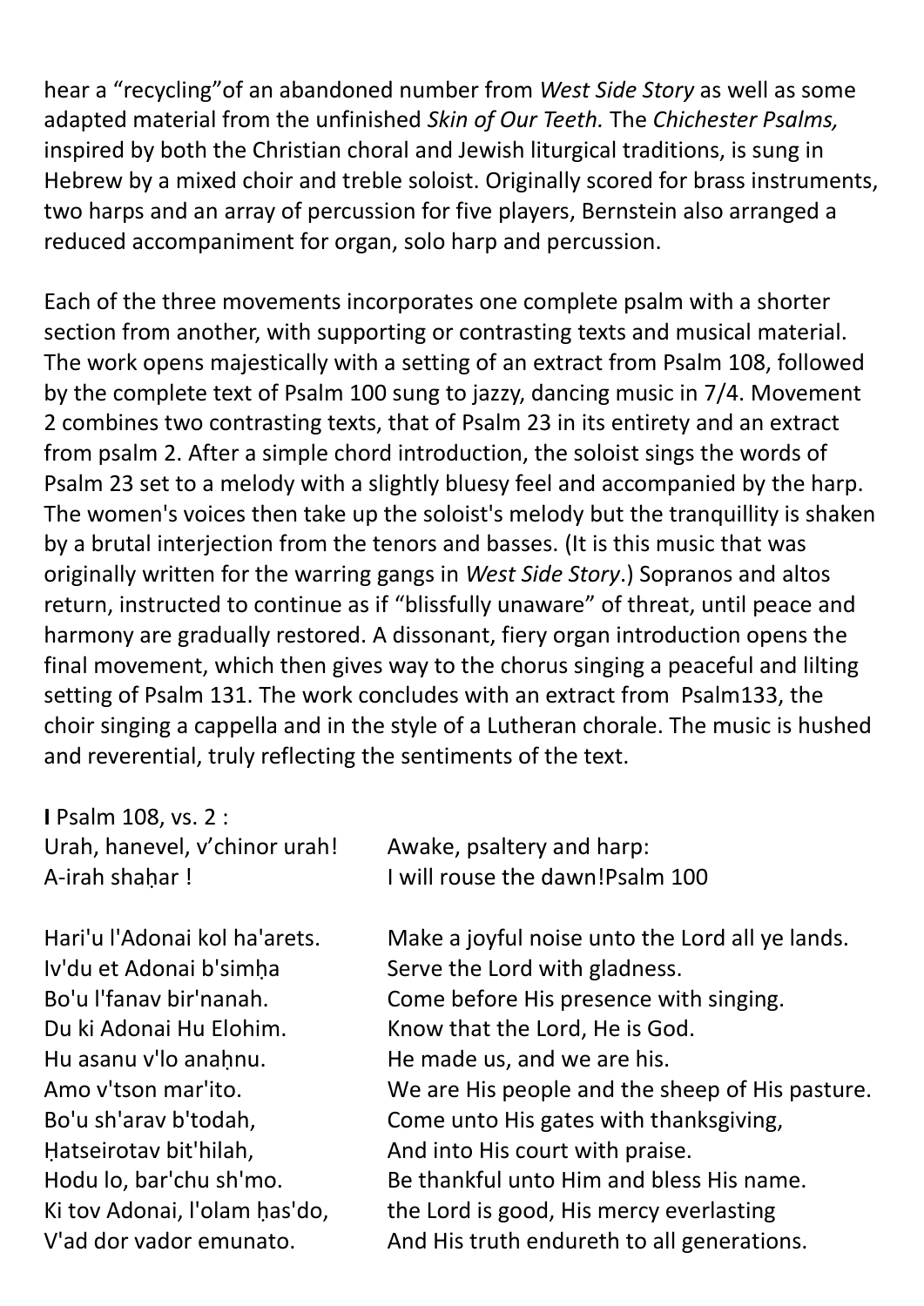hear a "recycling"of an abandoned number from *West Side Story* as well as some adapted material from the unfinished *Skin of Our Teeth.* The *Chichester Psalms,* inspired by both the Christian choral and Jewish liturgical traditions, is sung in Hebrew by a mixed choir and treble soloist. Originally scored for brass instruments, two harps and an array of percussion for five players, Bernstein also arranged a reduced accompaniment for organ, solo harp and percussion.

Each of the three movements incorporates one complete psalm with a shorter section from another, with supporting or contrasting texts and musical material. The work opens majestically with a setting of an extract from Psalm 108, followed by the complete text of Psalm 100 sung to jazzy, dancing music in 7/4. Movement 2 combines two contrasting texts, that of Psalm 23 in its entirety and an extract from psalm 2. After a simple chord introduction, the soloist sings the words of Psalm 23 set to a melody with a slightly bluesy feel and accompanied by the harp. The women's voices then take up the soloist's melody but the tranquillity is shaken by a brutal interjection from the tenors and basses. (It is this music that was originally written for the warring gangs in *West Side Story*.) Sopranos and altos return, instructed to continue as if "blissfully unaware" of threat, until peace and harmony are gradually restored. A dissonant, fiery organ introduction opens the final movement, which then gives way to the chorus singing a peaceful and lilting setting of Psalm 131. The work concludes with an extract from Psalm133, the choir singing a cappella and in the style of a Lutheran chorale. The music is hushed and reverential, truly reflecting the sentiments of the text.

**I** Psalm 108, vs. 2 :

| | |
|---|---|
| Urah, hanevel, v'chinor urah! | Awake, psaltery and harp: |
| A-irah shaḥar ! | I will rouse the dawn!Psalm 100 |
| | |
| Hari'u l'Adonai kol ha'arets. | Make a joyful noise unto the Lord all ye lands. |
| Iv'du et Adonai b'simḥa | Serve the Lord with gladness. |
| Bo'u l'fanav bir'nanah. | Come before His presence with singing. |
| Du ki Adonai Hu Elohim. | Know that the Lord, He is God. |
| Hu asanu v'lo anaḥnu. | He made us, and we are his. |
| Amo v'tson mar'ito. | We are His people and the sheep of His pasture. |
| Bo'u sh'arav b'todah, | Come unto His gates with thanksgiving, |
| Ḥatseirotav bit'hilah, | And into His court with praise. |
| Hodu lo, bar'chu sh'mo. | Be thankful unto Him and bless His name. |
| Ki tov Adonai, l'olam ḥas'do, | the Lord is good, His mercy everlasting |
| V'ad dor vador emunato. | And His truth endureth to all generations. |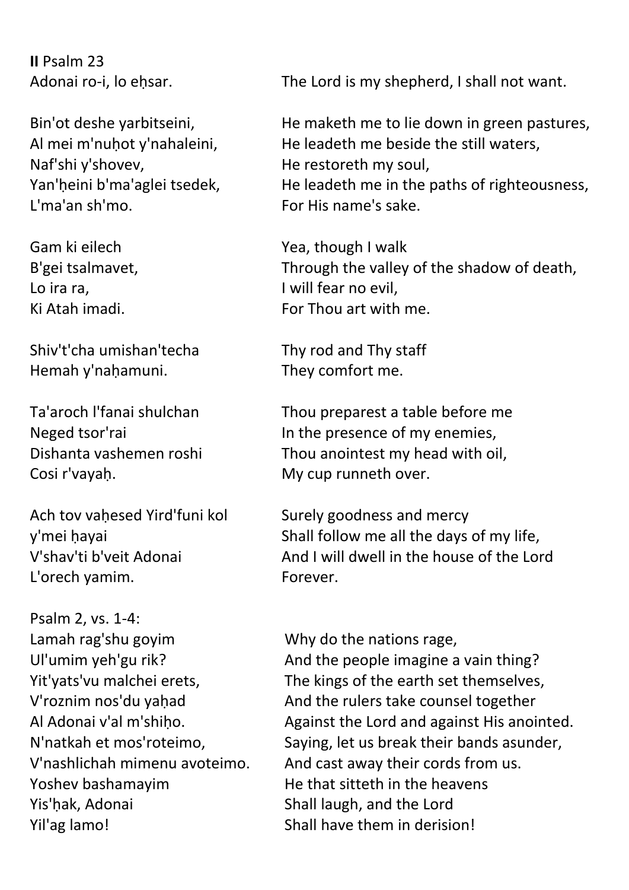**II** Psalm 23

| | |
|---|---|
| Adonai ro-i, lo eḥsar. | The Lord is my shepherd, I shall not want. |
| | |
| Bin'ot deshe yarbitseini, | He maketh me to lie down in green pastures, |
| Al mei m'nuḥot y'nahaleini, | He leadeth me beside the still waters, |
| Naf'shi y'shovev, | He restoreth my soul, |
| Yan'ḥeini b'ma'aglei tsedek, | He leadeth me in the paths of righteousness, |
| L'ma'an sh'mo. | For His name's sake. |
| | |
| Gam ki eilech | Yea, though I walk |
| B'gei tsalmavet, | Through the valley of the shadow of death, |
| Lo ira ra, | I will fear no evil, |
| Ki Atah imadi. | For Thou art with me. |
| | |
| Shiv't'cha umishan'techa | Thy rod and Thy staff |
| Hemah y'naḥamuni. | They comfort me. |
| | |
| Ta'aroch l'fanai shulchan | Thou preparest a table before me |
| Neged tsor'rai | In the presence of my enemies, |
| Dishanta vashemen roshi | Thou anointest my head with oil, |
| Cosi r'vayaḥ. | My cup runneth over. |
| | |
| Ach tov vaḥesed Yird'funi kol y'mei ḥayai | Surely goodness and mercy Shall follow me all the days of my life, |
| V'shav'ti b'veit Adonai | And I will dwell in the house of the Lord |
| L'orech yamim. | Forever. |

Psalm 2, vs. 1-4:

| | |
|---|---|
| Lamah rag'shu goyim | Why do the nations rage, |
| Ul'umim yeh'gu rik? | And the people imagine a vain thing? |
| Yit'yats'vu malchei erets, | The kings of the earth set themselves, |
| V'roznim nos'du yaḥad | And the rulers take counsel together |
| Al Adonai v'al m'shiḥo. | Against the Lord and against His anointed. |
| N'natkah et mos'roteimo, | Saying, let us break their bands asunder, |
| V'nashlichah mimenu avoteimo. | And cast away their cords from us. |
| Yoshev bashamayim | He that sitteth in the heavens |
| Yis'ḥak, Adonai | Shall laugh, and the Lord |
| Yil'ag lamo! | Shall have them in derision! |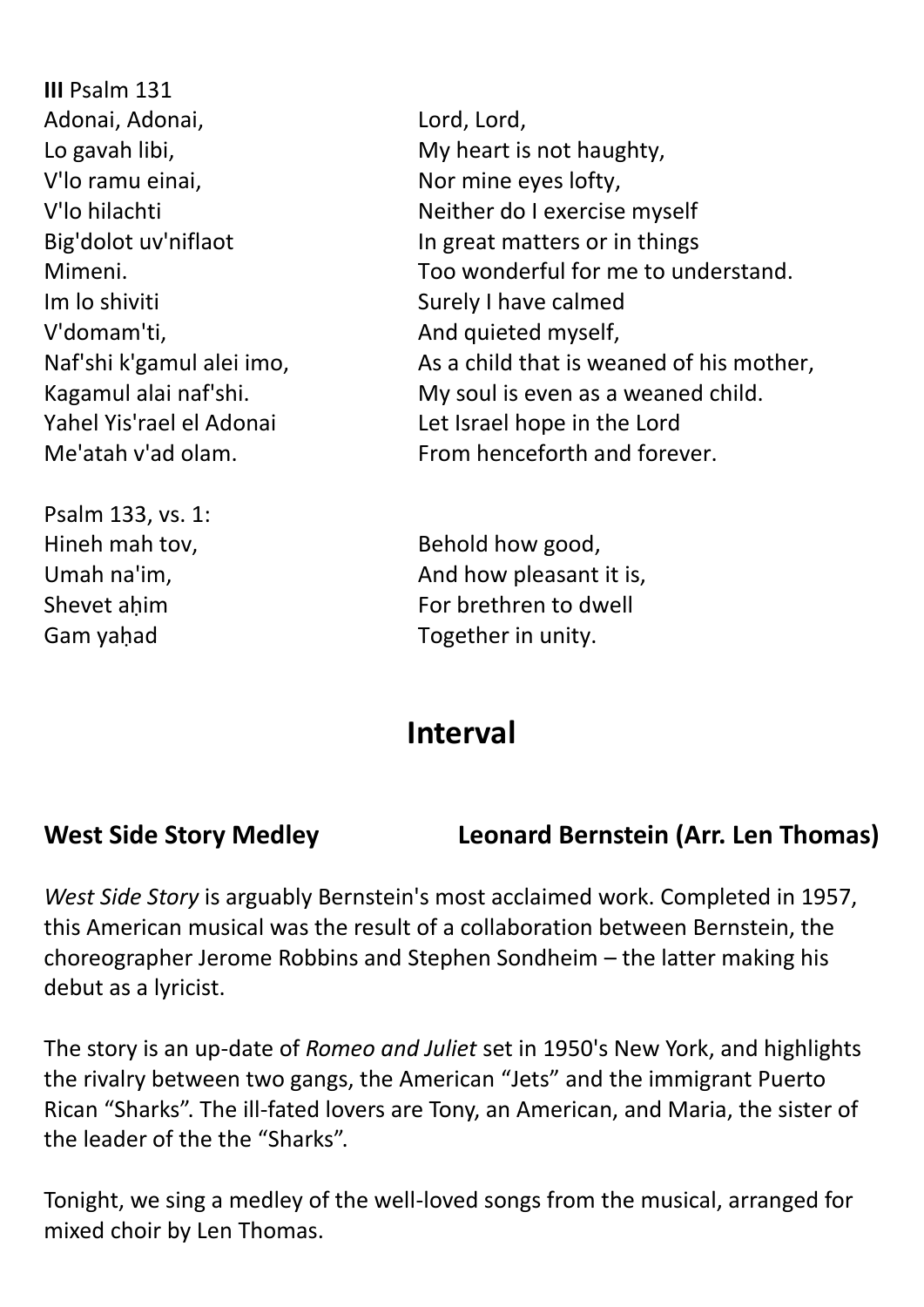**III** Psalm 131

| | |
|---|---|
| Adonai, Adonai, | Lord, Lord, |
| Lo gavah libi, | My heart is not haughty, |
| V'lo ramu einai, | Nor mine eyes lofty, |
| V'lo hilachti | Neither do I exercise myself |
| Big'dolot uv'niflaot | In great matters or in things |
| Mimeni. | Too wonderful for me to understand. |
| Im lo shiviti | Surely I have calmed |
| V'domam'ti, | And quieted myself, |
| Naf'shi k'gamul alei imo, | As a child that is weaned of his mother, |
| Kagamul alai naf'shi. | My soul is even as a weaned child. |
| Yahel Yis'rael el Adonai | Let Israel hope in the Lord |
| Me'atah v'ad olam. | From henceforth and forever. |

Psalm 133, vs. 1:

| | |
|---|---|
| Hineh mah tov, | Behold how good, |
| Umah na'im, | And how pleasant it is, |
| Shevet aḥim | For brethren to dwell |
| Gam yaḥad | Together in unity. |

## Interval

### West Side Story Medley — Leonard Bernstein (Arr. Len Thomas)

*West Side Story* is arguably Bernstein's most acclaimed work. Completed in 1957, this American musical was the result of a collaboration between Bernstein, the choreographer Jerome Robbins and Stephen Sondheim – the latter making his debut as a lyricist.

The story is an up-date of *Romeo and Juliet* set in 1950's New York, and highlights the rivalry between two gangs, the American "Jets" and the immigrant Puerto Rican "Sharks". The ill-fated lovers are Tony, an American, and Maria, the sister of the leader of the the "Sharks".

Tonight, we sing a medley of the well-loved songs from the musical, arranged for mixed choir by Len Thomas.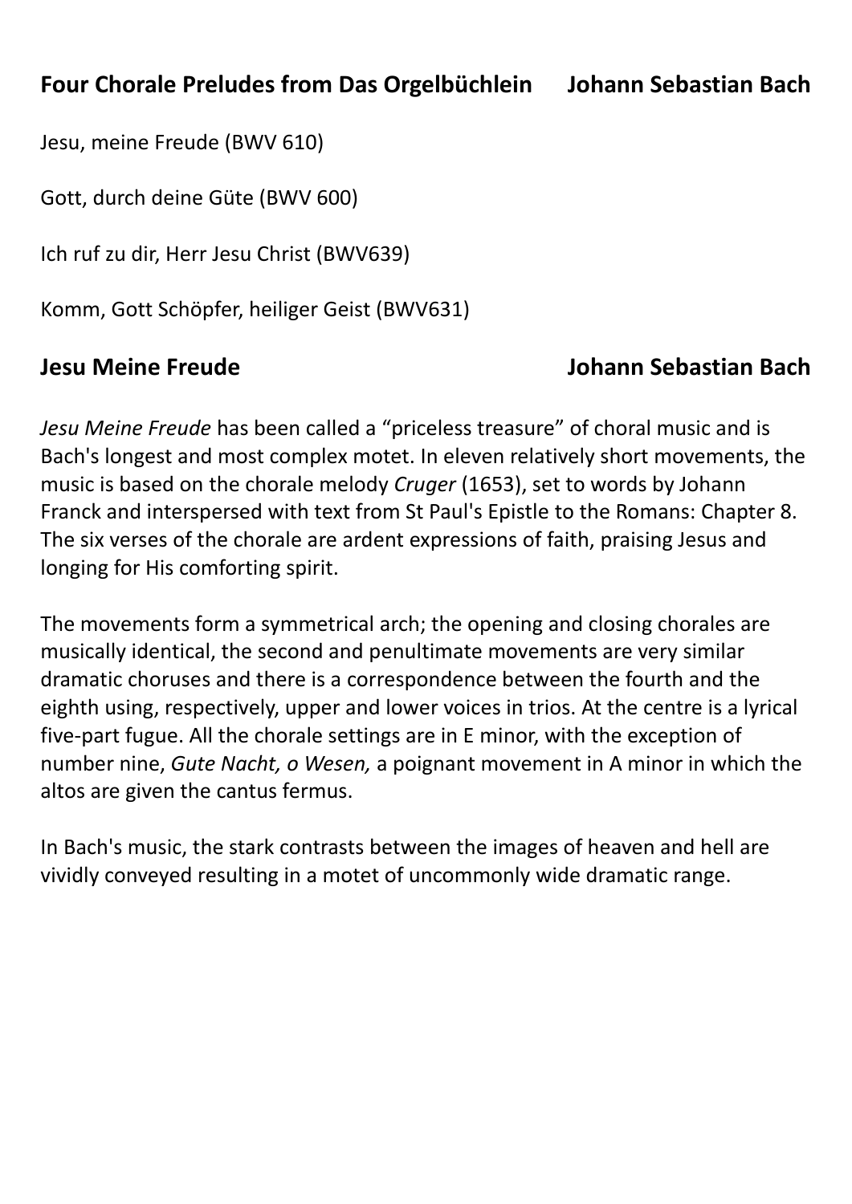## Four Chorale Preludes from Das Orgelbüchlein — Johann Sebastian Bach

Jesu, meine Freude (BWV 610)

Gott, durch deine Güte (BWV 600)

Ich ruf zu dir, Herr Jesu Christ (BWV639)

Komm, Gott Schöpfer, heiliger Geist (BWV631)

## Jesu Meine Freude — Johann Sebastian Bach

*Jesu Meine Freude* has been called a “priceless treasure” of choral music and is Bach's longest and most complex motet. In eleven relatively short movements, the music is based on the chorale melody *Cruger* (1653), set to words by Johann Franck and interspersed with text from St Paul's Epistle to the Romans: Chapter 8. The six verses of the chorale are ardent expressions of faith, praising Jesus and longing for His comforting spirit.

The movements form a symmetrical arch; the opening and closing chorales are musically identical, the second and penultimate movements are very similar dramatic choruses and there is a correspondence between the fourth and the eighth using, respectively, upper and lower voices in trios. At the centre is a lyrical five-part fugue. All the chorale settings are in E minor, with the exception of number nine, *Gute Nacht, o Wesen,* a poignant movement in A minor in which the altos are given the cantus fermus.

In Bach's music, the stark contrasts between the images of heaven and hell are vividly conveyed resulting in a motet of uncommonly wide dramatic range.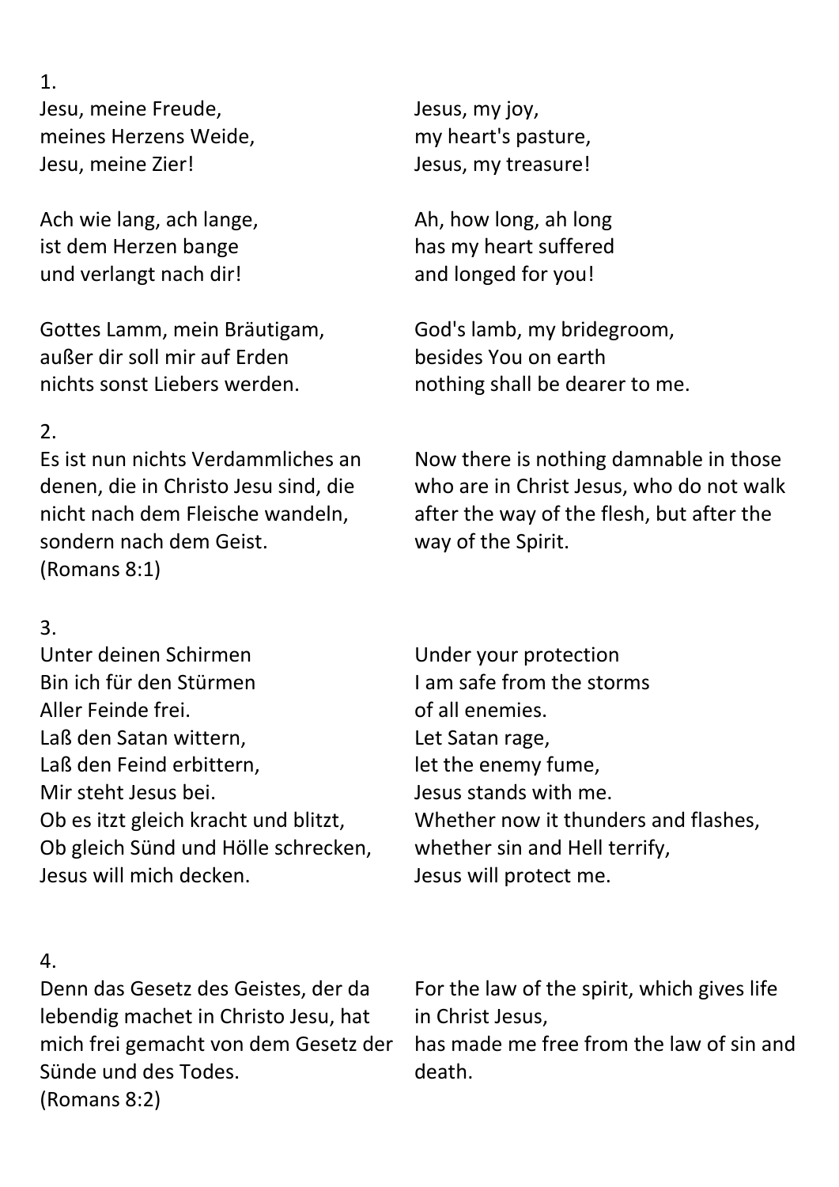1.

| | |
|---|---|
| Jesu, meine Freude,<br>meines Herzens Weide,<br>Jesu, meine Zier! | Jesus, my joy,<br>my heart's pasture,<br>Jesus, my treasure! |
| Ach wie lang, ach lange,<br>ist dem Herzen bange<br>und verlangt nach dir! | Ah, how long, ah long<br>has my heart suffered<br>and longed for you! |
| Gottes Lamm, mein Bräutigam,<br>außer dir soll mir auf Erden<br>nichts sonst Liebers werden. | God's lamb, my bridegroom,<br>besides You on earth<br>nothing shall be dearer to me. |

2.

| | |
|---|---|
| Es ist nun nichts Verdammliches an denen, die in Christo Jesu sind, die nicht nach dem Fleische wandeln, sondern nach dem Geist.<br>(Romans 8:1) | Now there is nothing damnable in those who are in Christ Jesus, who do not walk after the way of the flesh, but after the way of the Spirit. |

3.

| | |
|---|---|
| Unter deinen Schirmen<br>Bin ich für den Stürmen<br>Aller Feinde frei.<br>Laß den Satan wittern,<br>Laß den Feind erbittern,<br>Mir steht Jesus bei.<br>Ob es itzt gleich kracht und blitzt,<br>Ob gleich Sünd und Hölle schrecken,<br>Jesus will mich decken. | Under your protection<br>I am safe from the storms<br>of all enemies.<br>Let Satan rage,<br>let the enemy fume,<br>Jesus stands with me.<br>Whether now it thunders and flashes,<br>whether sin and Hell terrify,<br>Jesus will protect me. |

4.

| | |
|---|---|
| Denn das Gesetz des Geistes, der da lebendig machet in Christo Jesu, hat mich frei gemacht von dem Gesetz der Sünde und des Todes.<br>(Romans 8:2) | For the law of the spirit, which gives life in Christ Jesus,<br>has made me free from the law of sin and death. |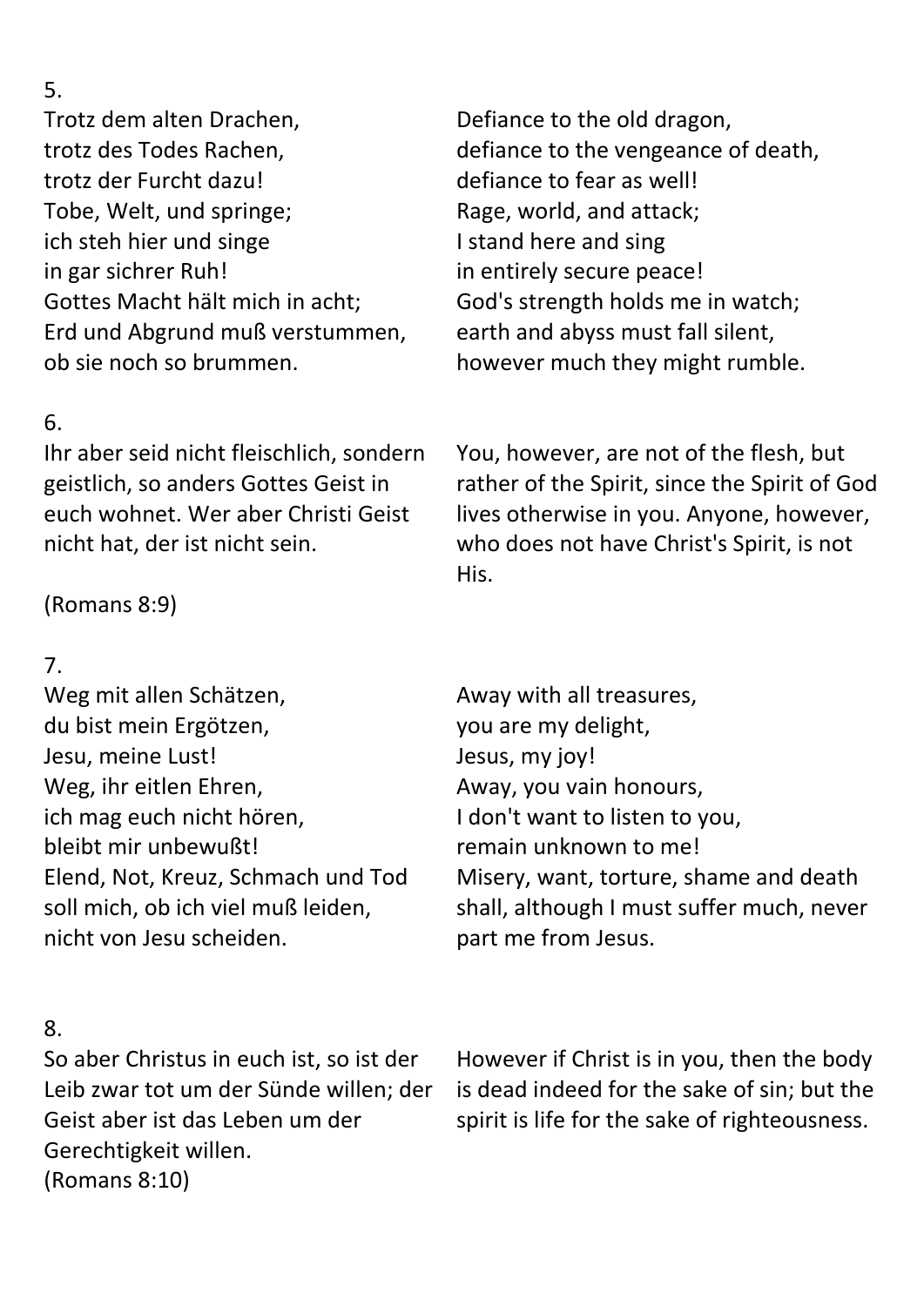5.

Trotz dem alten Drachen,
trotz des Todes Rachen,
trotz der Furcht dazu!
Tobe, Welt, und springe;
ich steh hier und singe
in gar sichrer Ruh!
Gottes Macht hält mich in acht;
Erd und Abgrund muß verstummen,
ob sie noch so brummen.

Defiance to the old dragon,
defiance to the vengeance of death,
defiance to fear as well!
Rage, world, and attack;
I stand here and sing
in entirely secure peace!
God's strength holds me in watch;
earth and abyss must fall silent,
however much they might rumble.

6.

Ihr aber seid nicht fleischlich, sondern geistlich, so anders Gottes Geist in euch wohnet. Wer aber Christi Geist nicht hat, der ist nicht sein.

(Romans 8:9)

You, however, are not of the flesh, but rather of the Spirit, since the Spirit of God lives otherwise in you. Anyone, however, who does not have Christ's Spirit, is not His.

7.

Weg mit allen Schätzen,
du bist mein Ergötzen,
Jesu, meine Lust!
Weg, ihr eitlen Ehren,
ich mag euch nicht hören,
bleibt mir unbewußt!
Elend, Not, Kreuz, Schmach und Tod
soll mich, ob ich viel muß leiden,
nicht von Jesu scheiden.

Away with all treasures,
you are my delight,
Jesus, my joy!
Away, you vain honours,
I don't want to listen to you,
remain unknown to me!
Misery, want, torture, shame and death
shall, although I must suffer much, never
part me from Jesus.

8.

So aber Christus in euch ist, so ist der Leib zwar tot um der Sünde willen; der Geist aber ist das Leben um der Gerechtigkeit willen.
(Romans 8:10)

However if Christ is in you, then the body is dead indeed for the sake of sin; but the spirit is life for the sake of righteousness.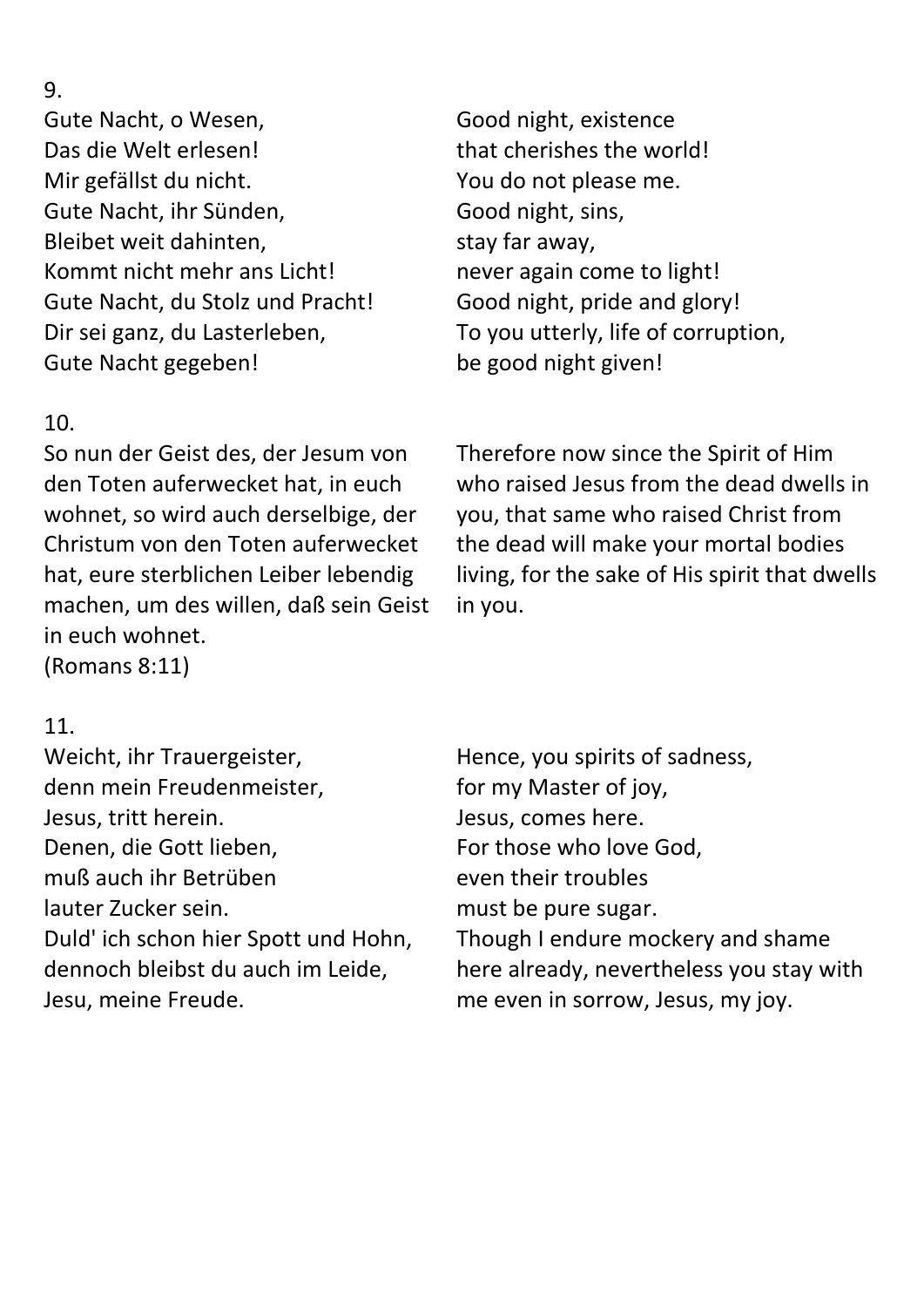9.

Gute Nacht, o Wesen,
Das die Welt erlesen!
Mir gefällst du nicht.
Gute Nacht, ihr Sünden,
Bleibet weit dahinten,
Kommt nicht mehr ans Licht!
Gute Nacht, du Stolz und Pracht!
Dir sei ganz, du Lasterleben,
Gute Nacht gegeben!

Good night, existence
that cherishes the world!
You do not please me.
Good night, sins,
stay far away,
never again come to light!
Good night, pride and glory!
To you utterly, life of corruption,
be good night given!

10.

So nun der Geist des, der Jesum von den Toten auferwecket hat, in euch wohnet, so wird auch derselbige, der Christum von den Toten auferwecket hat, eure sterblichen Leiber lebendig machen, um des willen, daß sein Geist in euch wohnet.
(Romans 8:11)

Therefore now since the Spirit of Him who raised Jesus from the dead dwells in you, that same who raised Christ from the dead will make your mortal bodies living, for the sake of His spirit that dwells in you.

11.

Weicht, ihr Trauergeister,
denn mein Freudenmeister,
Jesus, tritt herein.
Denen, die Gott lieben,
muß auch ihr Betrüben
lauter Zucker sein.
Duld' ich schon hier Spott und Hohn,
dennoch bleibst du auch im Leide,
Jesu, meine Freude.

Hence, you spirits of sadness,
for my Master of joy,
Jesus, comes here.
For those who love God,
even their troubles
must be pure sugar.
Though I endure mockery and shame
here already, nevertheless you stay with
me even in sorrow, Jesus, my joy.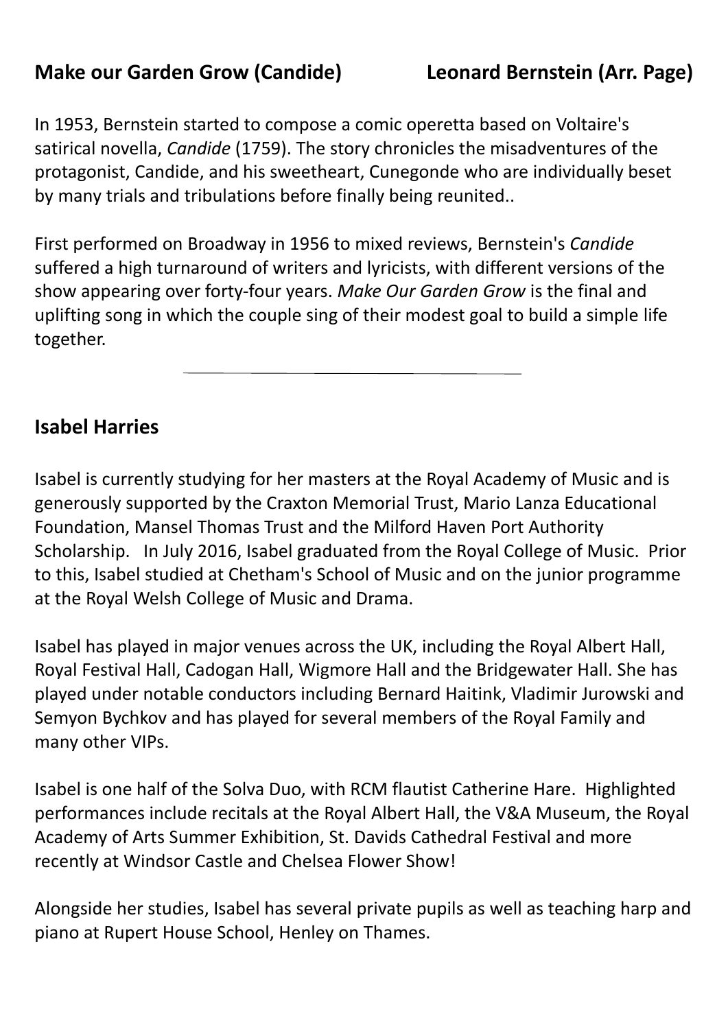## Make our Garden Grow (Candide) Leonard Bernstein (Arr. Page)

In 1953, Bernstein started to compose a comic operetta based on Voltaire's satirical novella, *Candide* (1759). The story chronicles the misadventures of the protagonist, Candide, and his sweetheart, Cunegonde who are individually beset by many trials and tribulations before finally being reunited..

First performed on Broadway in 1956 to mixed reviews, Bernstein's *Candide* suffered a high turnaround of writers and lyricists, with different versions of the show appearing over forty-four years. *Make Our Garden Grow* is the final and uplifting song in which the couple sing of their modest goal to build a simple life together.

---

## Isabel Harries

Isabel is currently studying for her masters at the Royal Academy of Music and is generously supported by the Craxton Memorial Trust, Mario Lanza Educational Foundation, Mansel Thomas Trust and the Milford Haven Port Authority Scholarship. In July 2016, Isabel graduated from the Royal College of Music. Prior to this, Isabel studied at Chetham's School of Music and on the junior programme at the Royal Welsh College of Music and Drama.

Isabel has played in major venues across the UK, including the Royal Albert Hall, Royal Festival Hall, Cadogan Hall, Wigmore Hall and the Bridgewater Hall. She has played under notable conductors including Bernard Haitink, Vladimir Jurowski and Semyon Bychkov and has played for several members of the Royal Family and many other VIPs.

Isabel is one half of the Solva Duo, with RCM flautist Catherine Hare. Highlighted performances include recitals at the Royal Albert Hall, the V&A Museum, the Royal Academy of Arts Summer Exhibition, St. Davids Cathedral Festival and more recently at Windsor Castle and Chelsea Flower Show!

Alongside her studies, Isabel has several private pupils as well as teaching harp and piano at Rupert House School, Henley on Thames.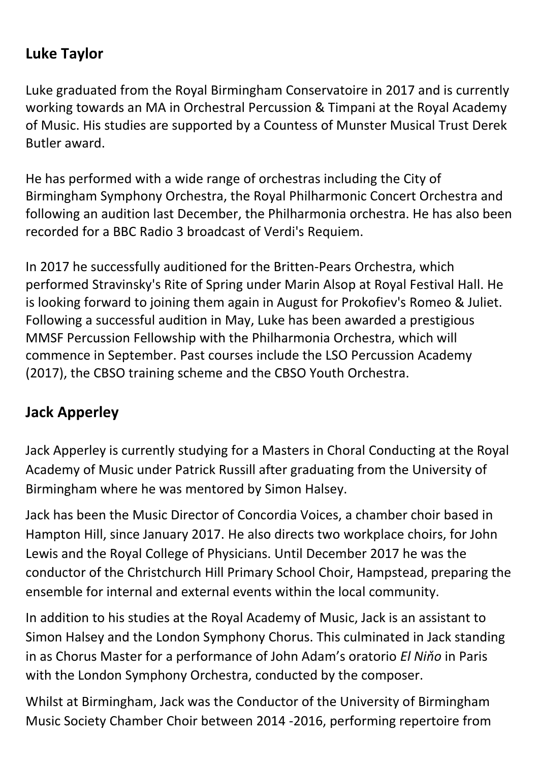## Luke Taylor

Luke graduated from the Royal Birmingham Conservatoire in 2017 and is currently working towards an MA in Orchestral Percussion & Timpani at the Royal Academy of Music. His studies are supported by a Countess of Munster Musical Trust Derek Butler award.

He has performed with a wide range of orchestras including the City of Birmingham Symphony Orchestra, the Royal Philharmonic Concert Orchestra and following an audition last December, the Philharmonia orchestra. He has also been recorded for a BBC Radio 3 broadcast of Verdi's Requiem.

In 2017 he successfully auditioned for the Britten-Pears Orchestra, which performed Stravinsky's Rite of Spring under Marin Alsop at Royal Festival Hall. He is looking forward to joining them again in August for Prokofiev's Romeo & Juliet. Following a successful audition in May, Luke has been awarded a prestigious MMSF Percussion Fellowship with the Philharmonia Orchestra, which will commence in September. Past courses include the LSO Percussion Academy (2017), the CBSO training scheme and the CBSO Youth Orchestra.

## Jack Apperley

Jack Apperley is currently studying for a Masters in Choral Conducting at the Royal Academy of Music under Patrick Russill after graduating from the University of Birmingham where he was mentored by Simon Halsey.

Jack has been the Music Director of Concordia Voices, a chamber choir based in Hampton Hill, since January 2017. He also directs two workplace choirs, for John Lewis and the Royal College of Physicians. Until December 2017 he was the conductor of the Christchurch Hill Primary School Choir, Hampstead, preparing the ensemble for internal and external events within the local community.

In addition to his studies at the Royal Academy of Music, Jack is an assistant to Simon Halsey and the London Symphony Chorus. This culminated in Jack standing in as Chorus Master for a performance of John Adam's oratorio *El Niňo* in Paris with the London Symphony Orchestra, conducted by the composer.

Whilst at Birmingham, Jack was the Conductor of the University of Birmingham Music Society Chamber Choir between 2014 -2016, performing repertoire from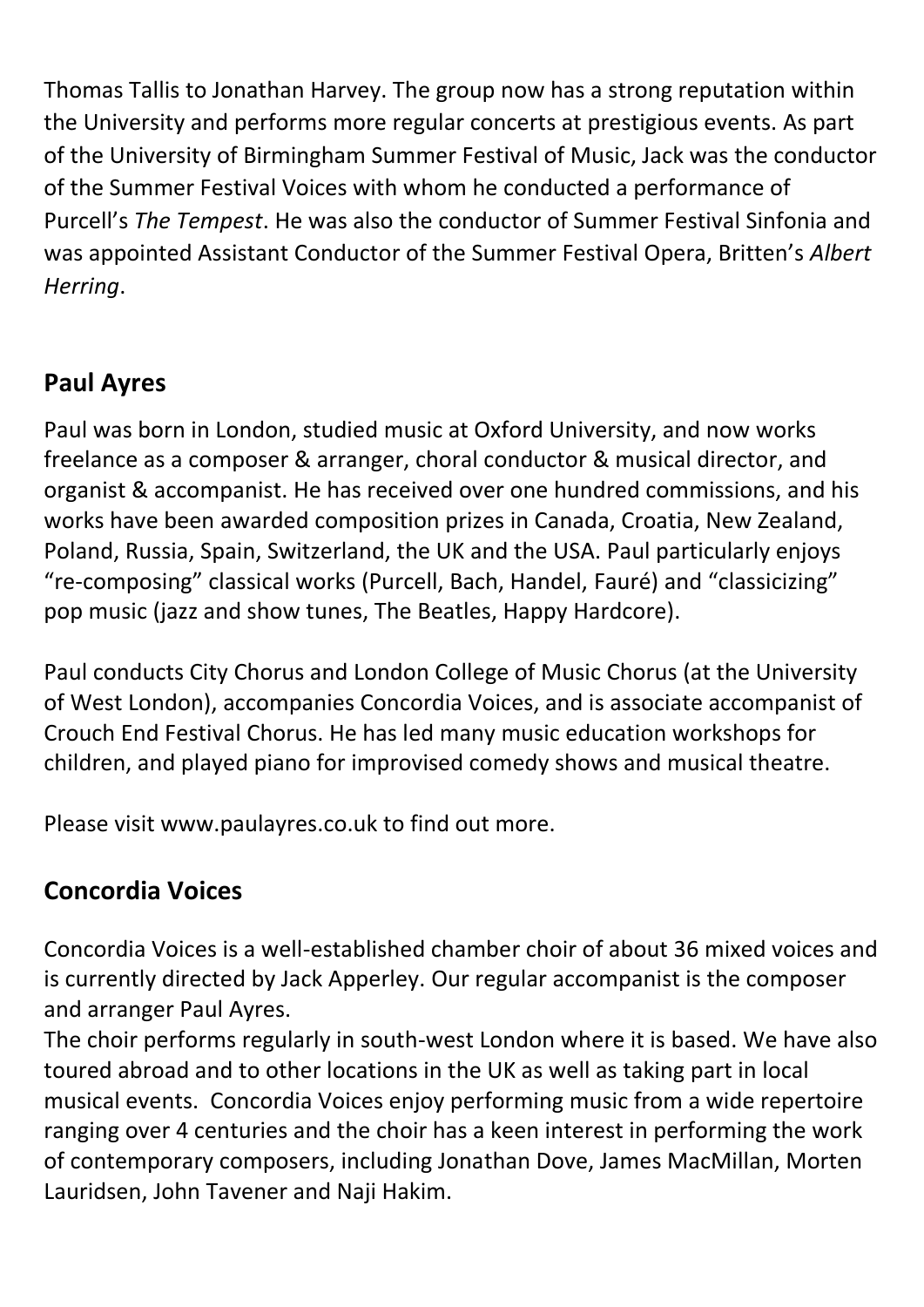Thomas Tallis to Jonathan Harvey. The group now has a strong reputation within the University and performs more regular concerts at prestigious events. As part of the University of Birmingham Summer Festival of Music, Jack was the conductor of the Summer Festival Voices with whom he conducted a performance of Purcell's *The Tempest*. He was also the conductor of Summer Festival Sinfonia and was appointed Assistant Conductor of the Summer Festival Opera, Britten's *Albert Herring*.

## Paul Ayres

Paul was born in London, studied music at Oxford University, and now works freelance as a composer & arranger, choral conductor & musical director, and organist & accompanist. He has received over one hundred commissions, and his works have been awarded composition prizes in Canada, Croatia, New Zealand, Poland, Russia, Spain, Switzerland, the UK and the USA. Paul particularly enjoys "re-composing" classical works (Purcell, Bach, Handel, Fauré) and "classicizing" pop music (jazz and show tunes, The Beatles, Happy Hardcore).

Paul conducts City Chorus and London College of Music Chorus (at the University of West London), accompanies Concordia Voices, and is associate accompanist of Crouch End Festival Chorus. He has led many music education workshops for children, and played piano for improvised comedy shows and musical theatre.

Please visit www.paulayres.co.uk to find out more.

## Concordia Voices

Concordia Voices is a well-established chamber choir of about 36 mixed voices and is currently directed by Jack Apperley. Our regular accompanist is the composer and arranger Paul Ayres.

The choir performs regularly in south-west London where it is based. We have also toured abroad and to other locations in the UK as well as taking part in local musical events. Concordia Voices enjoy performing music from a wide repertoire ranging over 4 centuries and the choir has a keen interest in performing the work of contemporary composers, including Jonathan Dove, James MacMillan, Morten Lauridsen, John Tavener and Naji Hakim.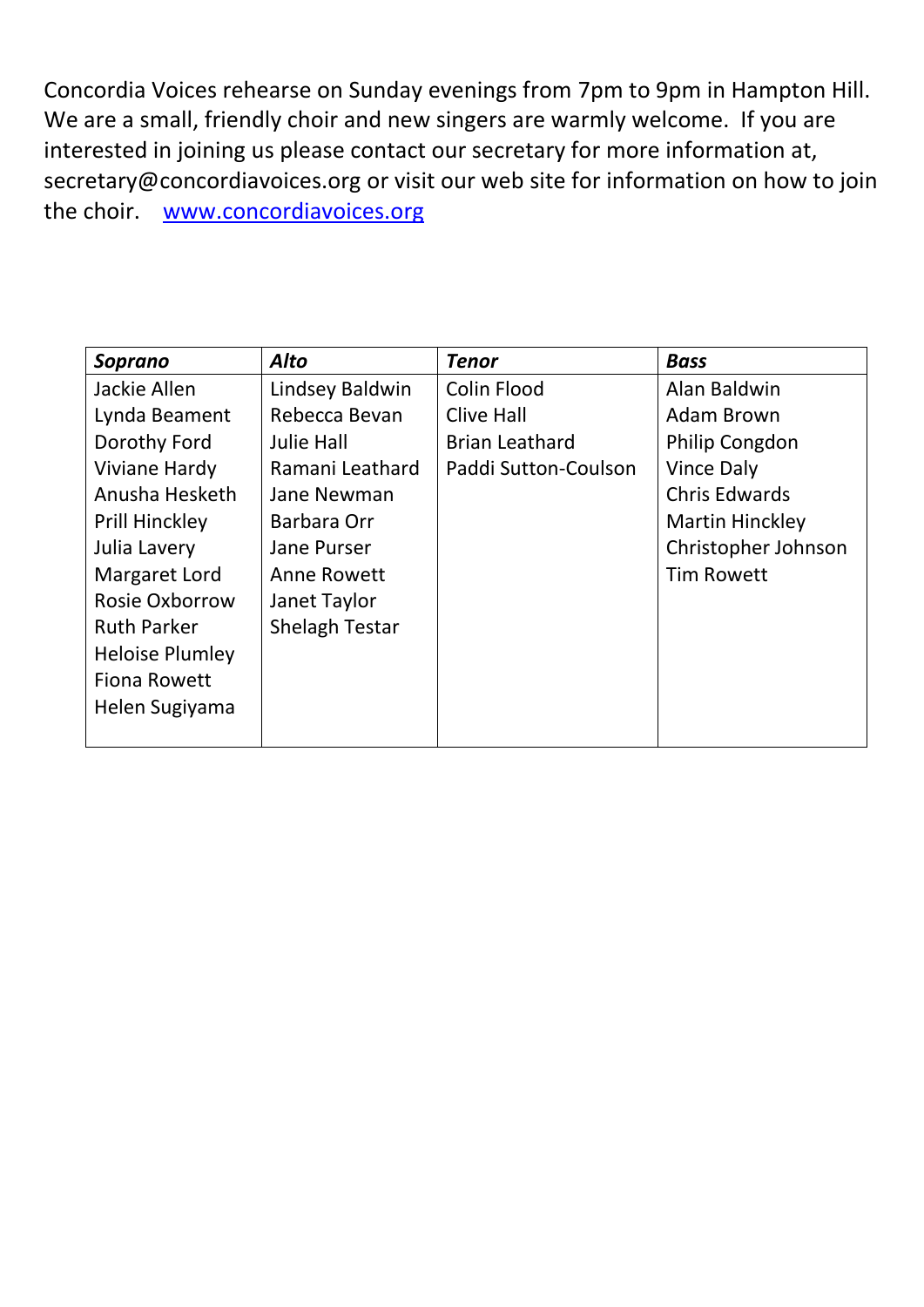Concordia Voices rehearse on Sunday evenings from 7pm to 9pm in Hampton Hill. We are a small, friendly choir and new singers are warmly welcome. If you are interested in joining us please contact our secretary for more information at, secretary@concordiavoices.org or visit our web site for information on how to join the choir. [www.concordiavoices.org](http://www.concordiavoices.org)

| ***Soprano*** | ***Alto*** | ***Tenor*** | ***Bass*** |
|---|---|---|---|
| Jackie Allen | Lindsey Baldwin | Colin Flood | Alan Baldwin |
| Lynda Beament | Rebecca Bevan | Clive Hall | Adam Brown |
| Dorothy Ford | Julie Hall | Brian Leathard | Philip Congdon |
| Viviane Hardy | Ramani Leathard | Paddi Sutton-Coulson | Vince Daly |
| Anusha Hesketh | Jane Newman | | Chris Edwards |
| Prill Hinckley | Barbara Orr | | Martin Hinckley |
| Julia Lavery | Jane Purser | | Christopher Johnson |
| Margaret Lord | Anne Rowett | | Tim Rowett |
| Rosie Oxborrow | Janet Taylor | | |
| Ruth Parker | Shelagh Testar | | |
| Heloise Plumley | | | |
| Fiona Rowett | | | |
| Helen Sugiyama | | | |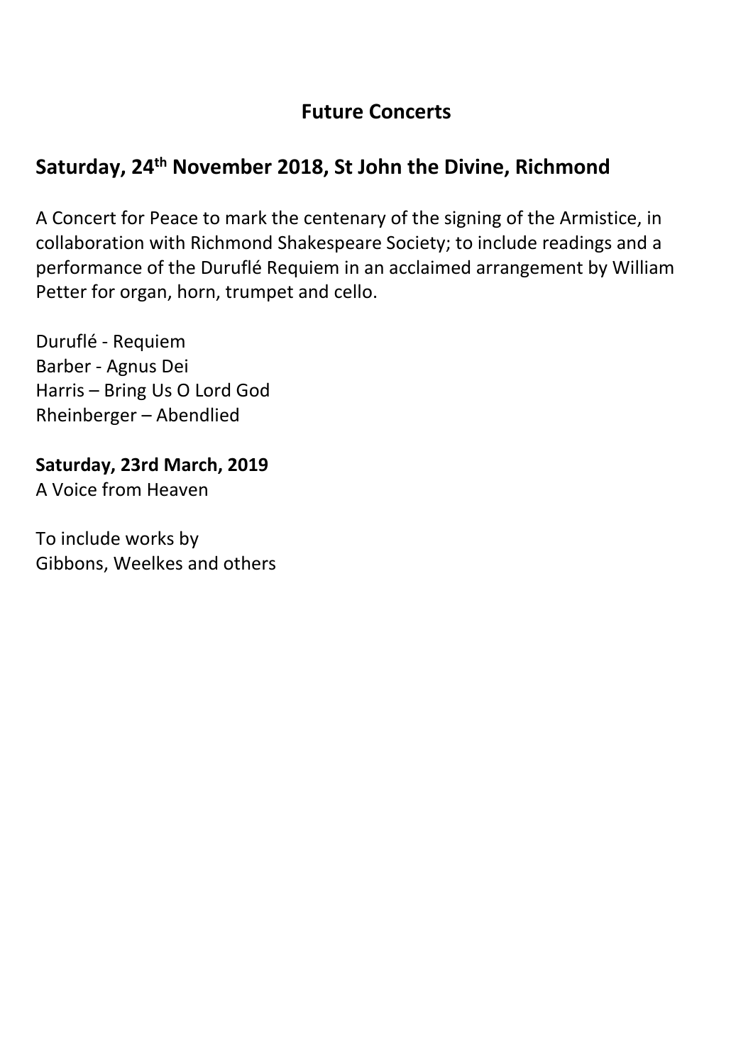# Future Concerts

## Saturday, 24th November 2018, St John the Divine, Richmond

A Concert for Peace to mark the centenary of the signing of the Armistice, in collaboration with Richmond Shakespeare Society; to include readings and a performance of the Duruflé Requiem in an acclaimed arrangement by William Petter for organ, horn, trumpet and cello.

Duruflé - Requiem
Barber - Agnus Dei
Harris – Bring Us O Lord God
Rheinberger – Abendlied

**Saturday, 23rd March, 2019**
A Voice from Heaven

To include works by
Gibbons, Weelkes and others